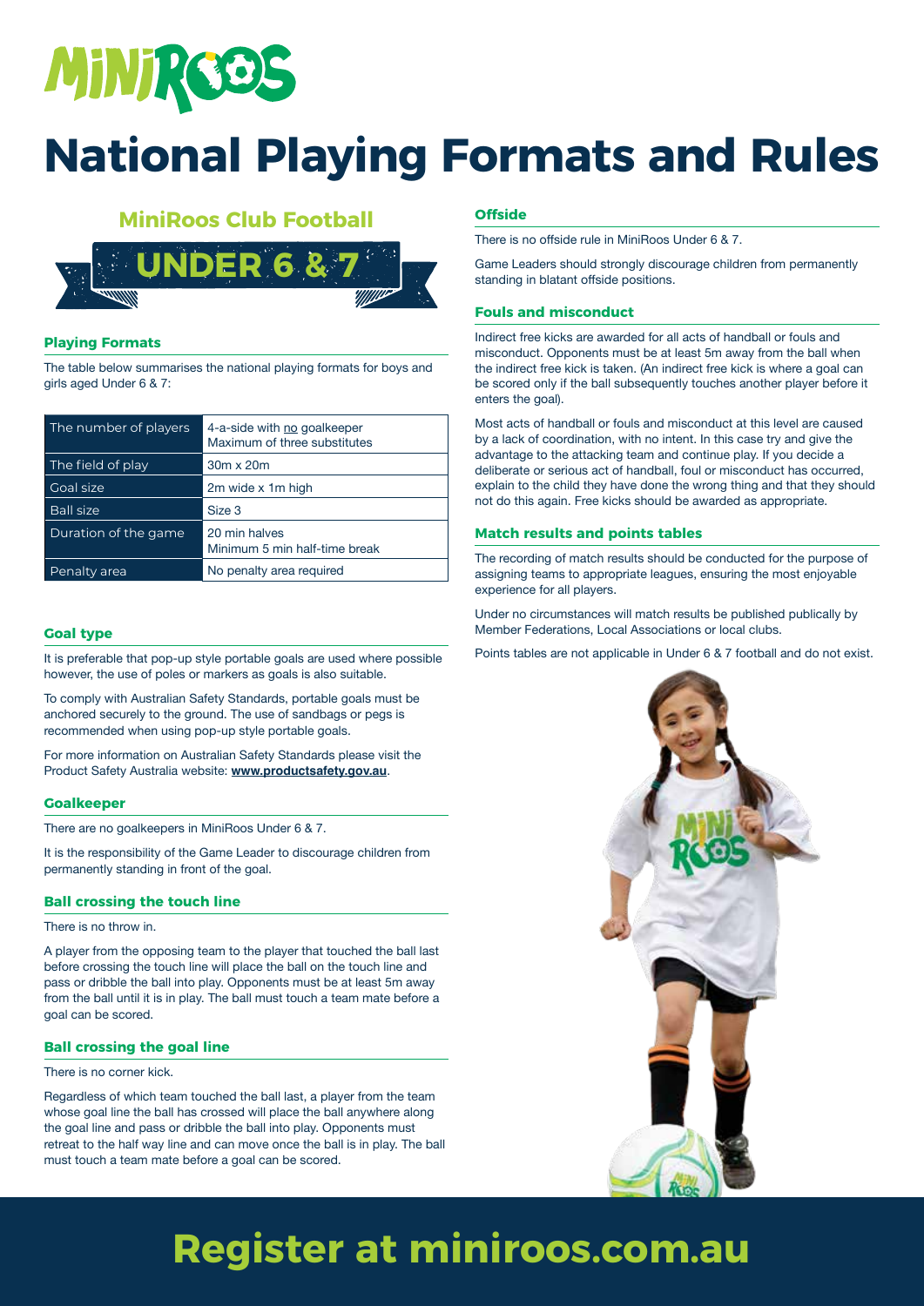# National Playing Formats and Rules

## MiniRoos Club Football

## UNDER 6 & 7

### Playing Formats

The table below summarises the national playing formats for boys and girls aged Under 6 & 7:

| | |
|---|---|
| The number of players | 4-a-side with no goalkeeper<br>Maximum of three substitutes |
| The field of play | 30m x 20m |
| Goal size | 2m wide x 1m high |
| Ball size | Size 3 |
| Duration of the game | 20 min halves<br>Minimum 5 min half-time break |
| Penalty area | No penalty area required |

### Goal type

It is preferable that pop-up style portable goals are used where possible however, the use of poles or markers as goals is also suitable.

To comply with Australian Safety Standards, portable goals must be anchored securely to the ground. The use of sandbags or pegs is recommended when using pop-up style portable goals.

For more information on Australian Safety Standards please visit the Product Safety Australia website: **www.productsafety.gov.au**.

### Goalkeeper

There are no goalkeepers in MiniRoos Under 6 & 7.

It is the responsibility of the Game Leader to discourage children from permanently standing in front of the goal.

### Ball crossing the touch line

There is no throw in.

A player from the opposing team to the player that touched the ball last before crossing the touch line will place the ball on the touch line and pass or dribble the ball into play. Opponents must be at least 5m away from the ball until it is in play. The ball must touch a team mate before a goal can be scored.

### Ball crossing the goal line

There is no corner kick.

Regardless of which team touched the ball last, a player from the team whose goal line the ball has crossed will place the ball anywhere along the goal line and pass or dribble the ball into play. Opponents must retreat to the half way line and can move once the ball is in play. The ball must touch a team mate before a goal can be scored.

### Offside

There is no offside rule in MiniRoos Under 6 & 7.

Game Leaders should strongly discourage children from permanently standing in blatant offside positions.

### Fouls and misconduct

Indirect free kicks are awarded for all acts of handball or fouls and misconduct. Opponents must be at least 5m away from the ball when the indirect free kick is taken. (An indirect free kick is where a goal can be scored only if the ball subsequently touches another player before it enters the goal).

Most acts of handball or fouls and misconduct at this level are caused by a lack of coordination, with no intent. In this case try and give the advantage to the attacking team and continue play. If you decide a deliberate or serious act of handball, foul or misconduct has occurred, explain to the child they have done the wrong thing and that they should not do this again. Free kicks should be awarded as appropriate.

### Match results and points tables

The recording of match results should be conducted for the purpose of assigning teams to appropriate leagues, ensuring the most enjoyable experience for all players.

Under no circumstances will match results be published publically by Member Federations, Local Associations or local clubs.

Points tables are not applicable in Under 6 & 7 football and do not exist.

## Register at miniroos.com.au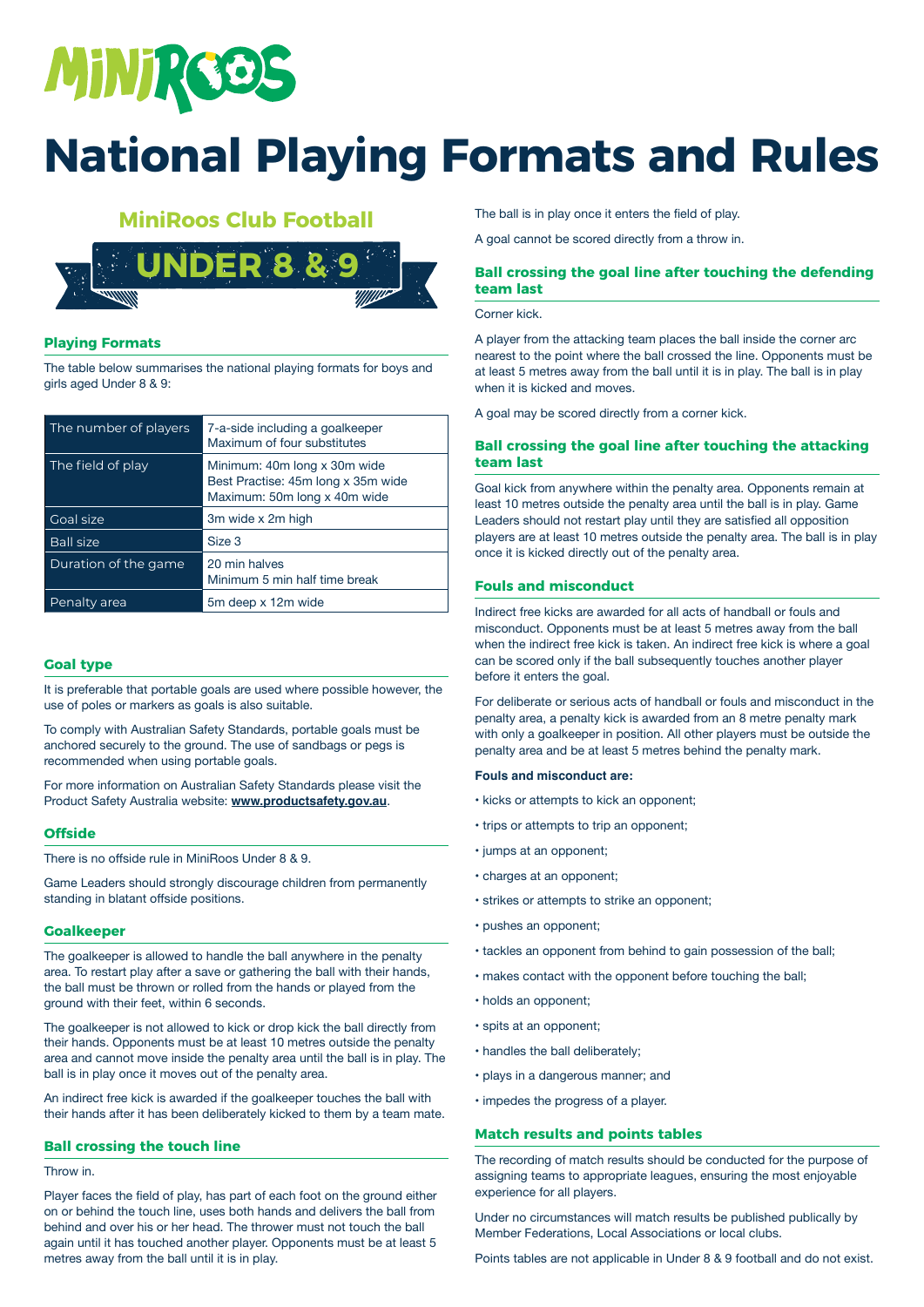MiNiROOS

# National Playing Formats and Rules

## MiniRoos Club Football

## UNDER 8 & 9

### Playing Formats

The table below summarises the national playing formats for boys and girls aged Under 8 & 9:

| | |
|---|---|
| The number of players | 7-a-side including a goalkeeper<br>Maximum of four substitutes |
| The field of play | Minimum: 40m long x 30m wide<br>Best Practise: 45m long x 35m wide<br>Maximum: 50m long x 40m wide |
| Goal size | 3m wide x 2m high |
| Ball size | Size 3 |
| Duration of the game | 20 min halves<br>Minimum 5 min half time break |
| Penalty area | 5m deep x 12m wide |

### Goal type

It is preferable that portable goals are used where possible however, the use of poles or markers as goals is also suitable.

To comply with Australian Safety Standards, portable goals must be anchored securely to the ground. The use of sandbags or pegs is recommended when using portable goals.

For more information on Australian Safety Standards please visit the Product Safety Australia website: **www.productsafety.gov.au**.

### Offside

There is no offside rule in MiniRoos Under 8 & 9.

Game Leaders should strongly discourage children from permanently standing in blatant offside positions.

### Goalkeeper

The goalkeeper is allowed to handle the ball anywhere in the penalty area. To restart play after a save or gathering the ball with their hands, the ball must be thrown or rolled from the hands or played from the ground with their feet, within 6 seconds.

The goalkeeper is not allowed to kick or drop kick the ball directly from their hands. Opponents must be at least 10 metres outside the penalty area and cannot move inside the penalty area until the ball is in play. The ball is in play once it moves out of the penalty area.

An indirect free kick is awarded if the goalkeeper touches the ball with their hands after it has been deliberately kicked to them by a team mate.

### Ball crossing the touch line

Throw in.

Player faces the field of play, has part of each foot on the ground either on or behind the touch line, uses both hands and delivers the ball from behind and over his or her head. The thrower must not touch the ball again until it has touched another player. Opponents must be at least 5 metres away from the ball until it is in play.

The ball is in play once it enters the field of play.

A goal cannot be scored directly from a throw in.

### Ball crossing the goal line after touching the defending team last

Corner kick.

A player from the attacking team places the ball inside the corner arc nearest to the point where the ball crossed the line. Opponents must be at least 5 metres away from the ball until it is in play. The ball is in play when it is kicked and moves.

A goal may be scored directly from a corner kick.

### Ball crossing the goal line after touching the attacking team last

Goal kick from anywhere within the penalty area. Opponents remain at least 10 metres outside the penalty area until the ball is in play. Game Leaders should not restart play until they are satisfied all opposition players are at least 10 metres outside the penalty area. The ball is in play once it is kicked directly out of the penalty area.

### Fouls and misconduct

Indirect free kicks are awarded for all acts of handball or fouls and misconduct. Opponents must be at least 5 metres away from the ball when the indirect free kick is taken. An indirect free kick is where a goal can be scored only if the ball subsequently touches another player before it enters the goal.

For deliberate or serious acts of handball or fouls and misconduct in the penalty area, a penalty kick is awarded from an 8 metre penalty mark with only a goalkeeper in position. All other players must be outside the penalty area and be at least 5 metres behind the penalty mark.

**Fouls and misconduct are:**

- kicks or attempts to kick an opponent;
- trips or attempts to trip an opponent;
- jumps at an opponent;
- charges at an opponent;
- strikes or attempts to strike an opponent;
- pushes an opponent;
- tackles an opponent from behind to gain possession of the ball;
- makes contact with the opponent before touching the ball;
- holds an opponent;
- spits at an opponent;
- handles the ball deliberately;
- plays in a dangerous manner; and
- impedes the progress of a player.

### Match results and points tables

The recording of match results should be conducted for the purpose of assigning teams to appropriate leagues, ensuring the most enjoyable experience for all players.

Under no circumstances will match results be published publically by Member Federations, Local Associations or local clubs.

Points tables are not applicable in Under 8 & 9 football and do not exist.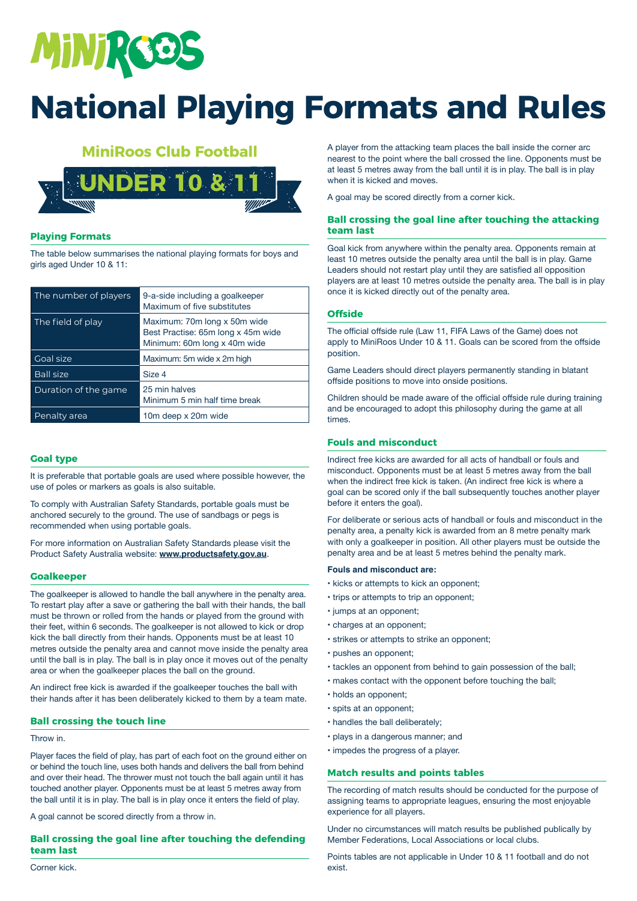MINIROOS

# National Playing Formats and Rules

## MiniRoos Club Football

## UNDER 10 & 11

### Playing Formats

The table below summarises the national playing formats for boys and girls aged Under 10 & 11:

| | |
|---|---|
| The number of players | 9-a-side including a goalkeeper<br>Maximum of five substitutes |
| The field of play | Maximum: 70m long x 50m wide<br>Best Practise: 65m long x 45m wide<br>Minimum: 60m long x 40m wide |
| Goal size | Maximum: 5m wide x 2m high |
| Ball size | Size 4 |
| Duration of the game | 25 min halves<br>Minimum 5 min half time break |
| Penalty area | 10m deep x 20m wide |

### Goal type

It is preferable that portable goals are used where possible however, the use of poles or markers as goals is also suitable.

To comply with Australian Safety Standards, portable goals must be anchored securely to the ground. The use of sandbags or pegs is recommended when using portable goals.

For more information on Australian Safety Standards please visit the Product Safety Australia website: **www.productsafety.gov.au**.

### Goalkeeper

The goalkeeper is allowed to handle the ball anywhere in the penalty area. To restart play after a save or gathering the ball with their hands, the ball must be thrown or rolled from the hands or played from the ground with their feet, within 6 seconds. The goalkeeper is not allowed to kick or drop kick the ball directly from their hands. Opponents must be at least 10 metres outside the penalty area and cannot move inside the penalty area until the ball is in play. The ball is in play once it moves out of the penalty area or when the goalkeeper places the ball on the ground.

An indirect free kick is awarded if the goalkeeper touches the ball with their hands after it has been deliberately kicked to them by a team mate.

### Ball crossing the touch line

Throw in.

Player faces the field of play, has part of each foot on the ground either on or behind the touch line, uses both hands and delivers the ball from behind and over their head. The thrower must not touch the ball again until it has touched another player. Opponents must be at least 5 metres away from the ball until it is in play. The ball is in play once it enters the field of play.

A goal cannot be scored directly from a throw in.

### Ball crossing the goal line after touching the defending team last

Corner kick.

A player from the attacking team places the ball inside the corner arc nearest to the point where the ball crossed the line. Opponents must be at least 5 metres away from the ball until it is in play. The ball is in play when it is kicked and moves.

A goal may be scored directly from a corner kick.

### Ball crossing the goal line after touching the attacking team last

Goal kick from anywhere within the penalty area. Opponents remain at least 10 metres outside the penalty area until the ball is in play. Game Leaders should not restart play until they are satisfied all opposition players are at least 10 metres outside the penalty area. The ball is in play once it is kicked directly out of the penalty area.

### Offside

The official offside rule (Law 11, FIFA Laws of the Game) does not apply to MiniRoos Under 10 & 11. Goals can be scored from the offside position.

Game Leaders should direct players permanently standing in blatant offside positions to move into onside positions.

Children should be made aware of the official offside rule during training and be encouraged to adopt this philosophy during the game at all times.

### Fouls and misconduct

Indirect free kicks are awarded for all acts of handball or fouls and misconduct. Opponents must be at least 5 metres away from the ball when the indirect free kick is taken. (An indirect free kick is where a goal can be scored only if the ball subsequently touches another player before it enters the goal).

For deliberate or serious acts of handball or fouls and misconduct in the penalty area, a penalty kick is awarded from an 8 metre penalty mark with only a goalkeeper in position. All other players must be outside the penalty area and be at least 5 metres behind the penalty mark.

**Fouls and misconduct are:**

- kicks or attempts to kick an opponent;
- trips or attempts to trip an opponent;
- jumps at an opponent;
- charges at an opponent;
- strikes or attempts to strike an opponent;
- pushes an opponent;
- tackles an opponent from behind to gain possession of the ball;
- makes contact with the opponent before touching the ball;
- holds an opponent;
- spits at an opponent;
- handles the ball deliberately;
- plays in a dangerous manner; and
- impedes the progress of a player.

### Match results and points tables

The recording of match results should be conducted for the purpose of assigning teams to appropriate leagues, ensuring the most enjoyable experience for all players.

Under no circumstances will match results be published publically by Member Federations, Local Associations or local clubs.

Points tables are not applicable in Under 10 & 11 football and do not exist.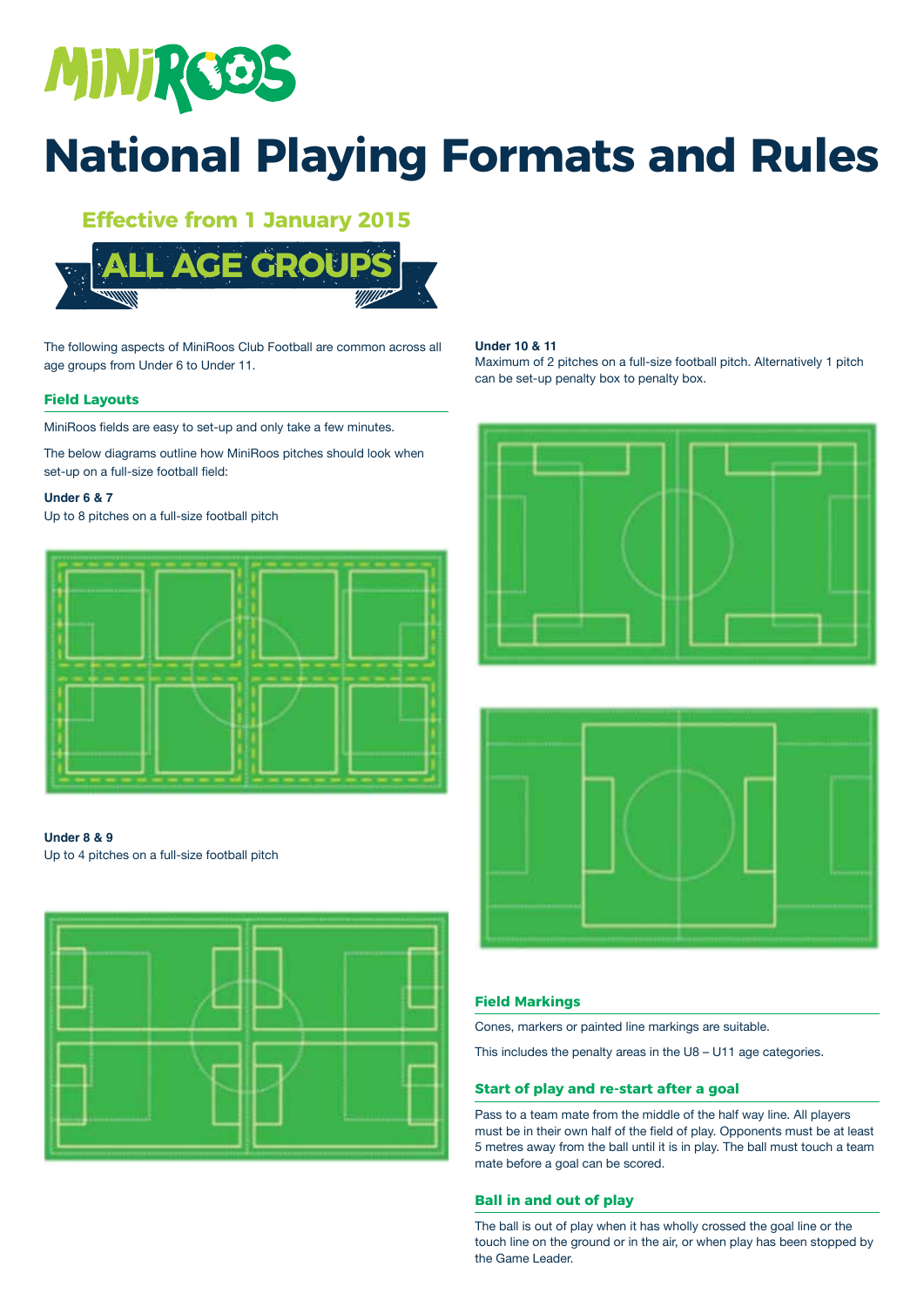# National Playing Formats and Rules

**Effective from 1 January 2015**

**ALL AGE GROUPS**

The following aspects of MiniRoos Club Football are common across all age groups from Under 6 to Under 11.

## Field Layouts

MiniRoos fields are easy to set-up and only take a few minutes.

The below diagrams outline how MiniRoos pitches should look when set-up on a full-size football field:

**Under 6 & 7**
Up to 8 pitches on a full-size football pitch

**Under 8 & 9**
Up to 4 pitches on a full-size football pitch

**Under 10 & 11**
Maximum of 2 pitches on a full-size football pitch. Alternatively 1 pitch can be set-up penalty box to penalty box.

## Field Markings

Cones, markers or painted line markings are suitable.

This includes the penalty areas in the U8 – U11 age categories.

## Start of play and re-start after a goal

Pass to a team mate from the middle of the half way line. All players must be in their own half of the field of play. Opponents must be at least 5 metres away from the ball until it is in play. The ball must touch a team mate before a goal can be scored.

## Ball in and out of play

The ball is out of play when it has wholly crossed the goal line or the touch line on the ground or in the air, or when play has been stopped by the Game Leader.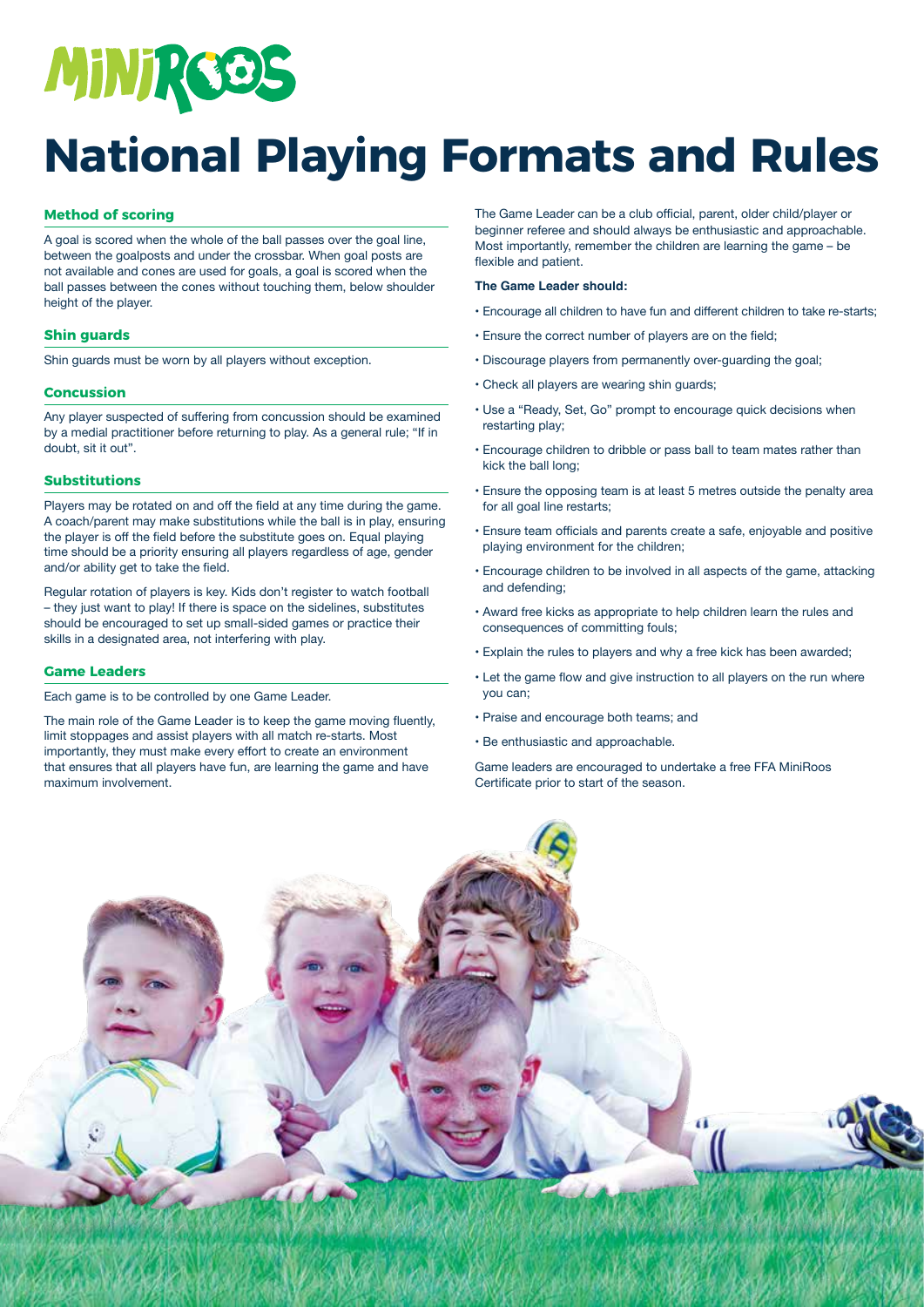MiNiROOS

# National Playing Formats and Rules

### Method of scoring

A goal is scored when the whole of the ball passes over the goal line, between the goalposts and under the crossbar. When goal posts are not available and cones are used for goals, a goal is scored when the ball passes between the cones without touching them, below shoulder height of the player.

### Shin guards

Shin guards must be worn by all players without exception.

### Concussion

Any player suspected of suffering from concussion should be examined by a medial practitioner before returning to play. As a general rule; "If in doubt, sit it out".

### Substitutions

Players may be rotated on and off the field at any time during the game. A coach/parent may make substitutions while the ball is in play, ensuring the player is off the field before the substitute goes on. Equal playing time should be a priority ensuring all players regardless of age, gender and/or ability get to take the field.

Regular rotation of players is key. Kids don't register to watch football – they just want to play! If there is space on the sidelines, substitutes should be encouraged to set up small-sided games or practice their skills in a designated area, not interfering with play.

### Game Leaders

Each game is to be controlled by one Game Leader.

The main role of the Game Leader is to keep the game moving fluently, limit stoppages and assist players with all match re-starts. Most importantly, they must make every effort to create an environment that ensures that all players have fun, are learning the game and have maximum involvement.

The Game Leader can be a club official, parent, older child/player or beginner referee and should always be enthusiastic and approachable. Most importantly, remember the children are learning the game – be flexible and patient.

**The Game Leader should:**

- Encourage all children to have fun and different children to take re-starts;
- Ensure the correct number of players are on the field;
- Discourage players from permanently over-guarding the goal;
- Check all players are wearing shin guards;
- Use a "Ready, Set, Go" prompt to encourage quick decisions when restarting play;
- Encourage children to dribble or pass ball to team mates rather than kick the ball long;
- Ensure the opposing team is at least 5 metres outside the penalty area for all goal line restarts;
- Ensure team officials and parents create a safe, enjoyable and positive playing environment for the children;
- Encourage children to be involved in all aspects of the game, attacking and defending;
- Award free kicks as appropriate to help children learn the rules and consequences of committing fouls;
- Explain the rules to players and why a free kick has been awarded;
- Let the game flow and give instruction to all players on the run where you can;
- Praise and encourage both teams; and
- Be enthusiastic and approachable.

Game leaders are encouraged to undertake a free FFA MiniRoos Certificate prior to start of the season.